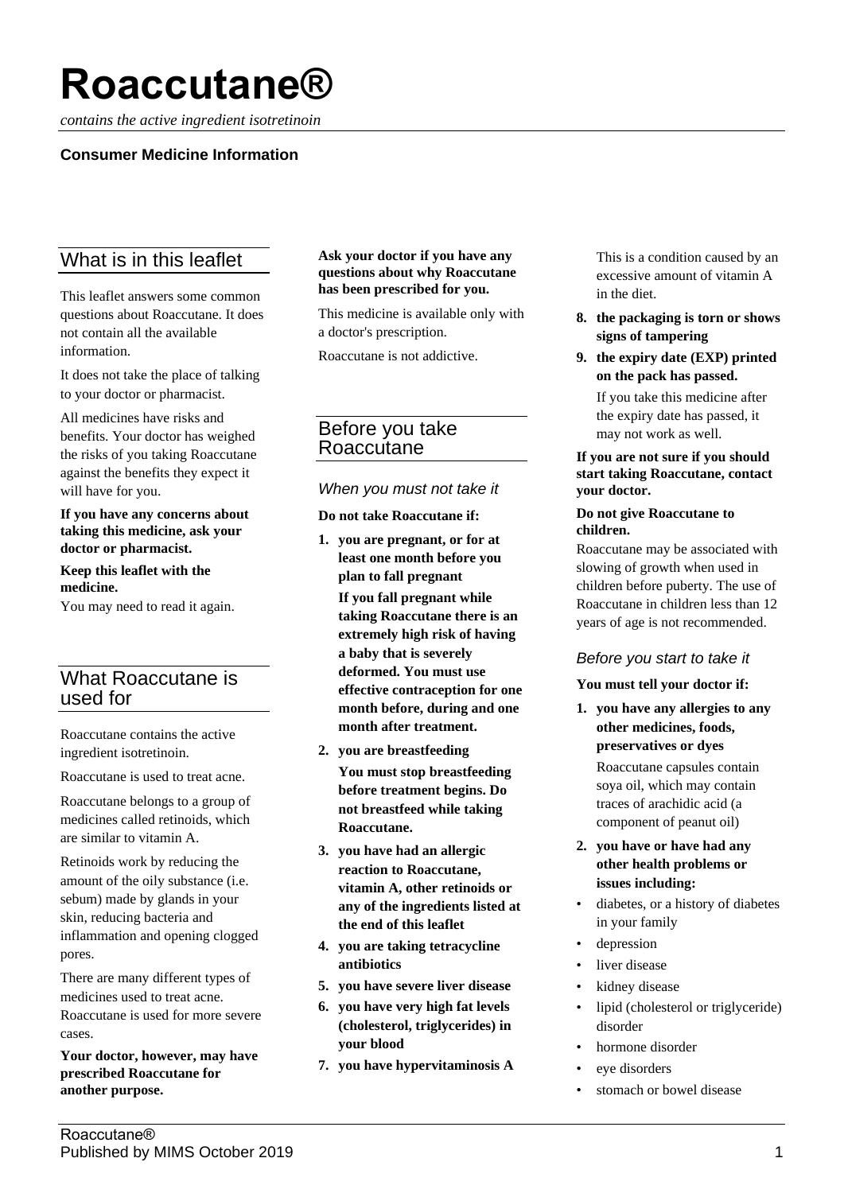# Roaccutane®

*contains the active ingredient isotretinoin*

**Consumer Medicine Information**

## What is in this leaflet

This leaflet answers some common questions about Roaccutane. It does not contain all the available information.

It does not take the place of talking to your doctor or pharmacist.

All medicines have risks and benefits. Your doctor has weighed the risks of you taking Roaccutane against the benefits they expect it will have for you.

**If you have any concerns about taking this medicine, ask your doctor or pharmacist.**

**Keep this leaflet with the medicine.**

You may need to read it again.

## What Roaccutane is used for

Roaccutane contains the active ingredient isotretinoin.

Roaccutane is used to treat acne.

Roaccutane belongs to a group of medicines called retinoids, which are similar to vitamin A.

Retinoids work by reducing the amount of the oily substance (i.e. sebum) made by glands in your skin, reducing bacteria and inflammation and opening clogged pores.

There are many different types of medicines used to treat acne. Roaccutane is used for more severe cases.

**Your doctor, however, may have prescribed Roaccutane for another purpose.**

**Ask your doctor if you have any questions about why Roaccutane has been prescribed for you.**

This medicine is available only with a doctor's prescription.

Roaccutane is not addictive.

## Before you take Roaccutane

### *When you must not take it*

**Do not take Roaccutane if:**

1. **you are pregnant, or for at least one month before you plan to fall pregnant**

   **If you fall pregnant while taking Roaccutane there is an extremely high risk of having a baby that is severely deformed. You must use effective contraception for one month before, during and one month after treatment.**

2. **you are breastfeeding**

   **You must stop breastfeeding before treatment begins. Do not breastfeed while taking Roaccutane.**

3. **you have had an allergic reaction to Roaccutane, vitamin A, other retinoids or any of the ingredients listed at the end of this leaflet**
4. **you are taking tetracycline antibiotics**
5. **you have severe liver disease**
6. **you have very high fat levels (cholesterol, triglycerides) in your blood**
7. **you have hypervitaminosis A**

   This is a condition caused by an excessive amount of vitamin A in the diet.

8. **the packaging is torn or shows signs of tampering**
9. **the expiry date (EXP) printed on the pack has passed.**

   If you take this medicine after the expiry date has passed, it may not work as well.

**If you are not sure if you should start taking Roaccutane, contact your doctor.**

**Do not give Roaccutane to children.**

Roaccutane may be associated with slowing of growth when used in children before puberty. The use of Roaccutane in children less than 12 years of age is not recommended.

### *Before you start to take it*

**You must tell your doctor if:**

1. **you have any allergies to any other medicines, foods, preservatives or dyes**

   Roaccutane capsules contain soya oil, which may contain traces of arachidic acid (a component of peanut oil)

2. **you have or have had any other health problems or issues including:**

- diabetes, or a history of diabetes in your family
- depression
- liver disease
- kidney disease
- lipid (cholesterol or triglyceride) disorder
- hormone disorder
- eye disorders
- stomach or bowel disease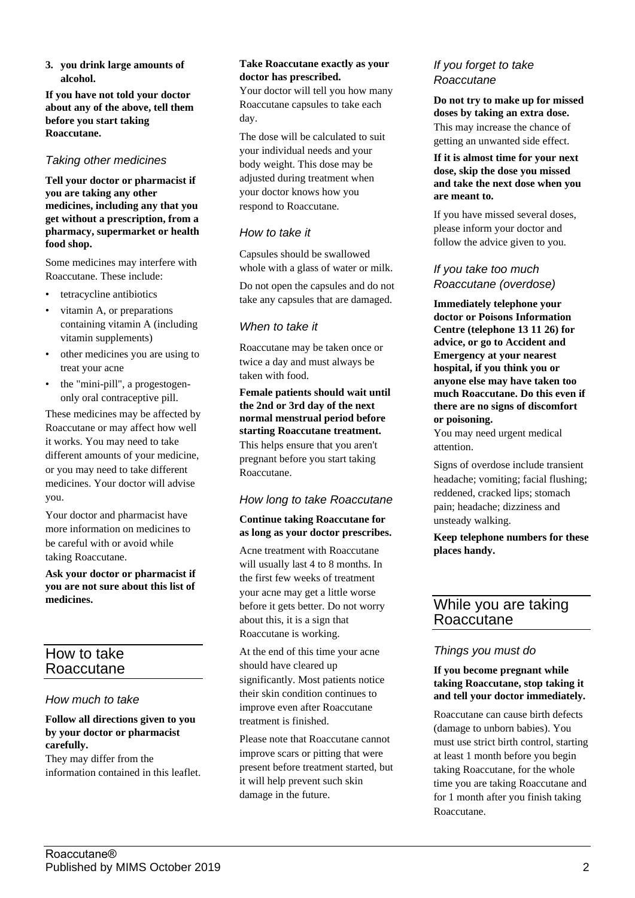3. **you drink large amounts of alcohol.**

**If you have not told your doctor about any of the above, tell them before you start taking Roaccutane.**

### *Taking other medicines*

**Tell your doctor or pharmacist if you are taking any other medicines, including any that you get without a prescription, from a pharmacy, supermarket or health food shop.**

Some medicines may interfere with Roaccutane. These include:

- tetracycline antibiotics
- vitamin A, or preparations containing vitamin A (including vitamin supplements)
- other medicines you are using to treat your acne
- the "mini-pill", a progestogen-only oral contraceptive pill.

These medicines may be affected by Roaccutane or may affect how well it works. You may need to take different amounts of your medicine, or you may need to take different medicines. Your doctor will advise you.

Your doctor and pharmacist have more information on medicines to be careful with or avoid while taking Roaccutane.

**Ask your doctor or pharmacist if you are not sure about this list of medicines.**

## How to take Roaccutane

### *How much to take*

**Follow all directions given to you by your doctor or pharmacist carefully.**

They may differ from the information contained in this leaflet.

**Take Roaccutane exactly as your doctor has prescribed.**

Your doctor will tell you how many Roaccutane capsules to take each day.

The dose will be calculated to suit your individual needs and your body weight. This dose may be adjusted during treatment when your doctor knows how you respond to Roaccutane.

### *How to take it*

Capsules should be swallowed whole with a glass of water or milk.

Do not open the capsules and do not take any capsules that are damaged.

### *When to take it*

Roaccutane may be taken once or twice a day and must always be taken with food.

**Female patients should wait until the 2nd or 3rd day of the next normal menstrual period before starting Roaccutane treatment.**

This helps ensure that you aren't pregnant before you start taking Roaccutane.

### *How long to take Roaccutane*

**Continue taking Roaccutane for as long as your doctor prescribes.**

Acne treatment with Roaccutane will usually last 4 to 8 months. In the first few weeks of treatment your acne may get a little worse before it gets better. Do not worry about this, it is a sign that Roaccutane is working.

At the end of this time your acne should have cleared up significantly. Most patients notice their skin condition continues to improve even after Roaccutane treatment is finished.

Please note that Roaccutane cannot improve scars or pitting that were present before treatment started, but it will help prevent such skin damage in the future.

### *If you forget to take Roaccutane*

**Do not try to make up for missed doses by taking an extra dose.**

This may increase the chance of getting an unwanted side effect.

**If it is almost time for your next dose, skip the dose you missed and take the next dose when you are meant to.**

If you have missed several doses, please inform your doctor and follow the advice given to you.

### *If you take too much Roaccutane (overdose)*

**Immediately telephone your doctor or Poisons Information Centre (telephone 13 11 26) for advice, or go to Accident and Emergency at your nearest hospital, if you think you or anyone else may have taken too much Roaccutane. Do this even if there are no signs of discomfort or poisoning.**

You may need urgent medical attention.

Signs of overdose include transient headache; vomiting; facial flushing; reddened, cracked lips; stomach pain; headache; dizziness and unsteady walking.

**Keep telephone numbers for these places handy.**

## While you are taking Roaccutane

### *Things you must do*

**If you become pregnant while taking Roaccutane, stop taking it and tell your doctor immediately.**

Roaccutane can cause birth defects (damage to unborn babies). You must use strict birth control, starting at least 1 month before you begin taking Roaccutane, for the whole time you are taking Roaccutane and for 1 month after you finish taking Roaccutane.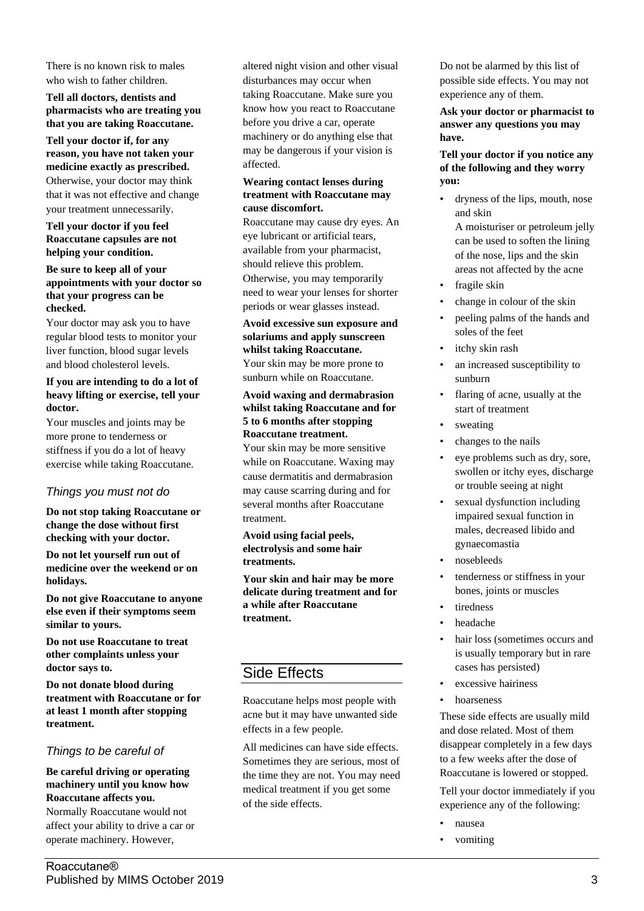There is no known risk to males who wish to father children.

**Tell all doctors, dentists and pharmacists who are treating you that you are taking Roaccutane.**

**Tell your doctor if, for any reason, you have not taken your medicine exactly as prescribed.**
Otherwise, your doctor may think that it was not effective and change your treatment unnecessarily.

**Tell your doctor if you feel Roaccutane capsules are not helping your condition.**

**Be sure to keep all of your appointments with your doctor so that your progress can be checked.**
Your doctor may ask you to have regular blood tests to monitor your liver function, blood sugar levels and blood cholesterol levels.

**If you are intending to do a lot of heavy lifting or exercise, tell your doctor.**
Your muscles and joints may be more prone to tenderness or stiffness if you do a lot of heavy exercise while taking Roaccutane.

### *Things you must not do*

**Do not stop taking Roaccutane or change the dose without first checking with your doctor.**

**Do not let yourself run out of medicine over the weekend or on holidays.**

**Do not give Roaccutane to anyone else even if their symptoms seem similar to yours.**

**Do not use Roaccutane to treat other complaints unless your doctor says to.**

**Do not donate blood during treatment with Roaccutane or for at least 1 month after stopping treatment.**

### *Things to be careful of*

**Be careful driving or operating machinery until you know how Roaccutane affects you.**
Normally Roaccutane would not affect your ability to drive a car or operate machinery. However, altered night vision and other visual disturbances may occur when taking Roaccutane. Make sure you know how you react to Roaccutane before you drive a car, operate machinery or do anything else that may be dangerous if your vision is affected.

**Wearing contact lenses during treatment with Roaccutane may cause discomfort.**
Roaccutane may cause dry eyes. An eye lubricant or artificial tears, available from your pharmacist, should relieve this problem. Otherwise, you may temporarily need to wear your lenses for shorter periods or wear glasses instead.

**Avoid excessive sun exposure and solariums and apply sunscreen whilst taking Roaccutane.**
Your skin may be more prone to sunburn while on Roaccutane.

**Avoid waxing and dermabrasion whilst taking Roaccutane and for 5 to 6 months after stopping Roaccutane treatment.**
Your skin may be more sensitive while on Roaccutane. Waxing may cause dermatitis and dermabrasion may cause scarring during and for several months after Roaccutane treatment.

**Avoid using facial peels, electrolysis and some hair treatments.**

**Your skin and hair may be more delicate during treatment and for a while after Roaccutane treatment.**

## Side Effects

Roaccutane helps most people with acne but it may have unwanted side effects in a few people.

All medicines can have side effects. Sometimes they are serious, most of the time they are not. You may need medical treatment if you get some of the side effects.

Do not be alarmed by this list of possible side effects. You may not experience any of them.

**Ask your doctor or pharmacist to answer any questions you may have.**

**Tell your doctor if you notice any of the following and they worry you:**

- dryness of the lips, mouth, nose and skin
  A moisturiser or petroleum jelly can be used to soften the lining of the nose, lips and the skin areas not affected by the acne
- fragile skin
- change in colour of the skin
- peeling palms of the hands and soles of the feet
- itchy skin rash
- an increased susceptibility to sunburn
- flaring of acne, usually at the start of treatment
- sweating
- changes to the nails
- eye problems such as dry, sore, swollen or itchy eyes, discharge or trouble seeing at night
- sexual dysfunction including impaired sexual function in males, decreased libido and gynaecomastia
- nosebleeds
- tenderness or stiffness in your bones, joints or muscles
- tiredness
- headache
- hair loss (sometimes occurs and is usually temporary but in rare cases has persisted)
- excessive hairiness
- hoarseness

These side effects are usually mild and dose related. Most of them disappear completely in a few days to a few weeks after the dose of Roaccutane is lowered or stopped.

Tell your doctor immediately if you experience any of the following:

- nausea
- vomiting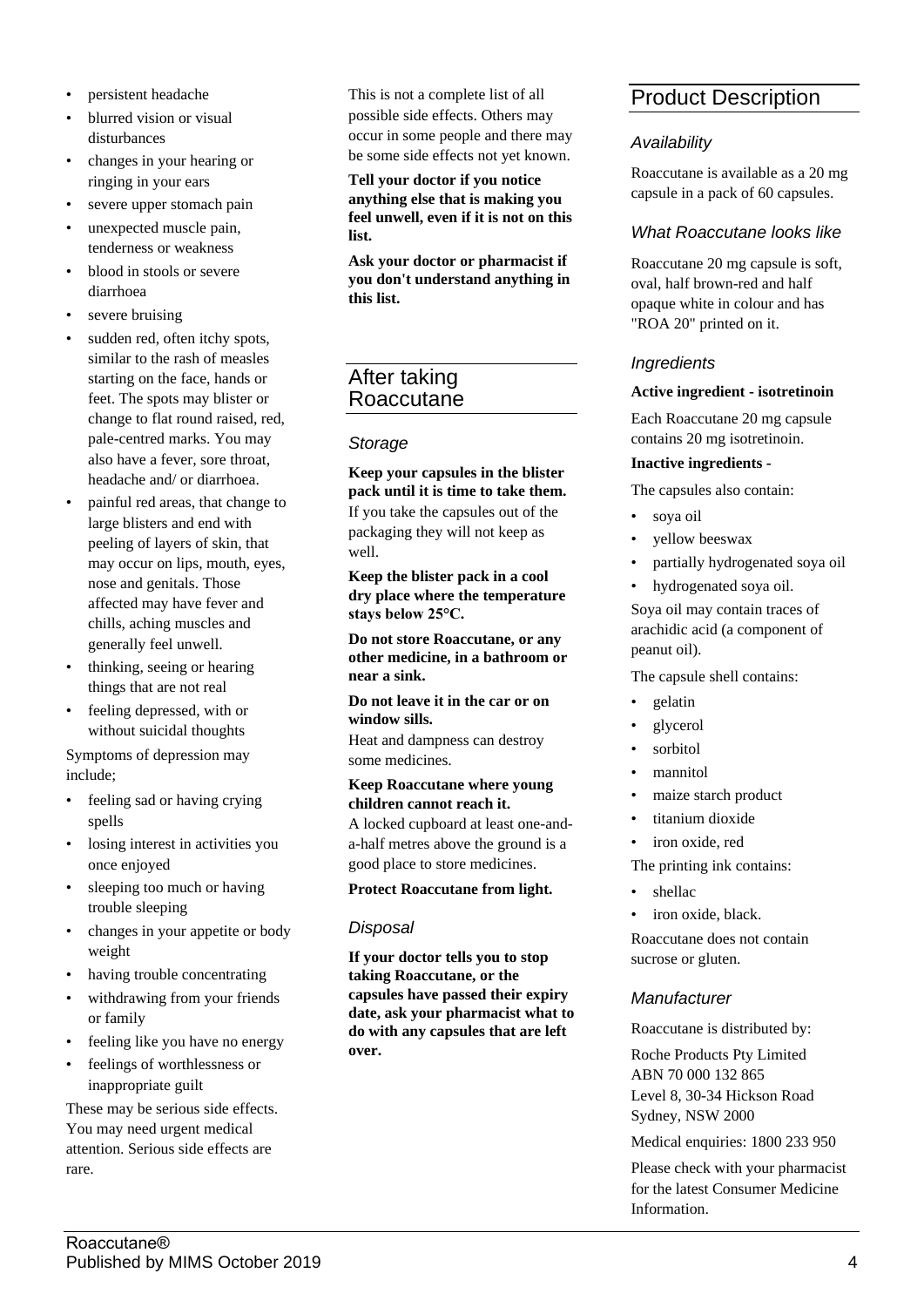- persistent headache
- blurred vision or visual disturbances
- changes in your hearing or ringing in your ears
- severe upper stomach pain
- unexpected muscle pain, tenderness or weakness
- blood in stools or severe diarrhoea
- severe bruising
- sudden red, often itchy spots, similar to the rash of measles starting on the face, hands or feet. The spots may blister or change to flat round raised, red, pale-centred marks. You may also have a fever, sore throat, headache and/ or diarrhoea.
- painful red areas, that change to large blisters and end with peeling of layers of skin, that may occur on lips, mouth, eyes, nose and genitals. Those affected may have fever and chills, aching muscles and generally feel unwell.
- thinking, seeing or hearing things that are not real
- feeling depressed, with or without suicidal thoughts

Symptoms of depression may include;

- feeling sad or having crying spells
- losing interest in activities you once enjoyed
- sleeping too much or having trouble sleeping
- changes in your appetite or body weight
- having trouble concentrating
- withdrawing from your friends or family
- feeling like you have no energy
- feelings of worthlessness or inappropriate guilt

These may be serious side effects. You may need urgent medical attention. Serious side effects are rare.

This is not a complete list of all possible side effects. Others may occur in some people and there may be some side effects not yet known.

**Tell your doctor if you notice anything else that is making you feel unwell, even if it is not on this list.**

**Ask your doctor or pharmacist if you don't understand anything in this list.**

## After taking Roaccutane

### *Storage*

**Keep your capsules in the blister pack until it is time to take them.** If you take the capsules out of the packaging they will not keep as well.

**Keep the blister pack in a cool dry place where the temperature stays below 25°C.**

**Do not store Roaccutane, or any other medicine, in a bathroom or near a sink.**

**Do not leave it in the car or on window sills.**
Heat and dampness can destroy some medicines.

**Keep Roaccutane where young children cannot reach it.**
A locked cupboard at least one-and-a-half metres above the ground is a good place to store medicines.

**Protect Roaccutane from light.**

### *Disposal*

**If your doctor tells you to stop taking Roaccutane, or the capsules have passed their expiry date, ask your pharmacist what to do with any capsules that are left over.**

## Product Description

### *Availability*

Roaccutane is available as a 20 mg capsule in a pack of 60 capsules.

### *What Roaccutane looks like*

Roaccutane 20 mg capsule is soft, oval, half brown-red and half opaque white in colour and has "ROA 20" printed on it.

### *Ingredients*

**Active ingredient - isotretinoin**

Each Roaccutane 20 mg capsule contains 20 mg isotretinoin.

**Inactive ingredients -**

The capsules also contain:

- soya oil
- yellow beeswax
- partially hydrogenated soya oil
- hydrogenated soya oil.

Soya oil may contain traces of arachidic acid (a component of peanut oil).

The capsule shell contains:

- gelatin
- glycerol
- sorbitol
- mannitol
- maize starch product
- titanium dioxide
- iron oxide, red

The printing ink contains:

- shellac
- iron oxide, black.

Roaccutane does not contain sucrose or gluten.

### *Manufacturer*

Roaccutane is distributed by:

Roche Products Pty Limited
ABN 70 000 132 865
Level 8, 30-34 Hickson Road
Sydney, NSW 2000

Medical enquiries: 1800 233 950

Please check with your pharmacist for the latest Consumer Medicine Information.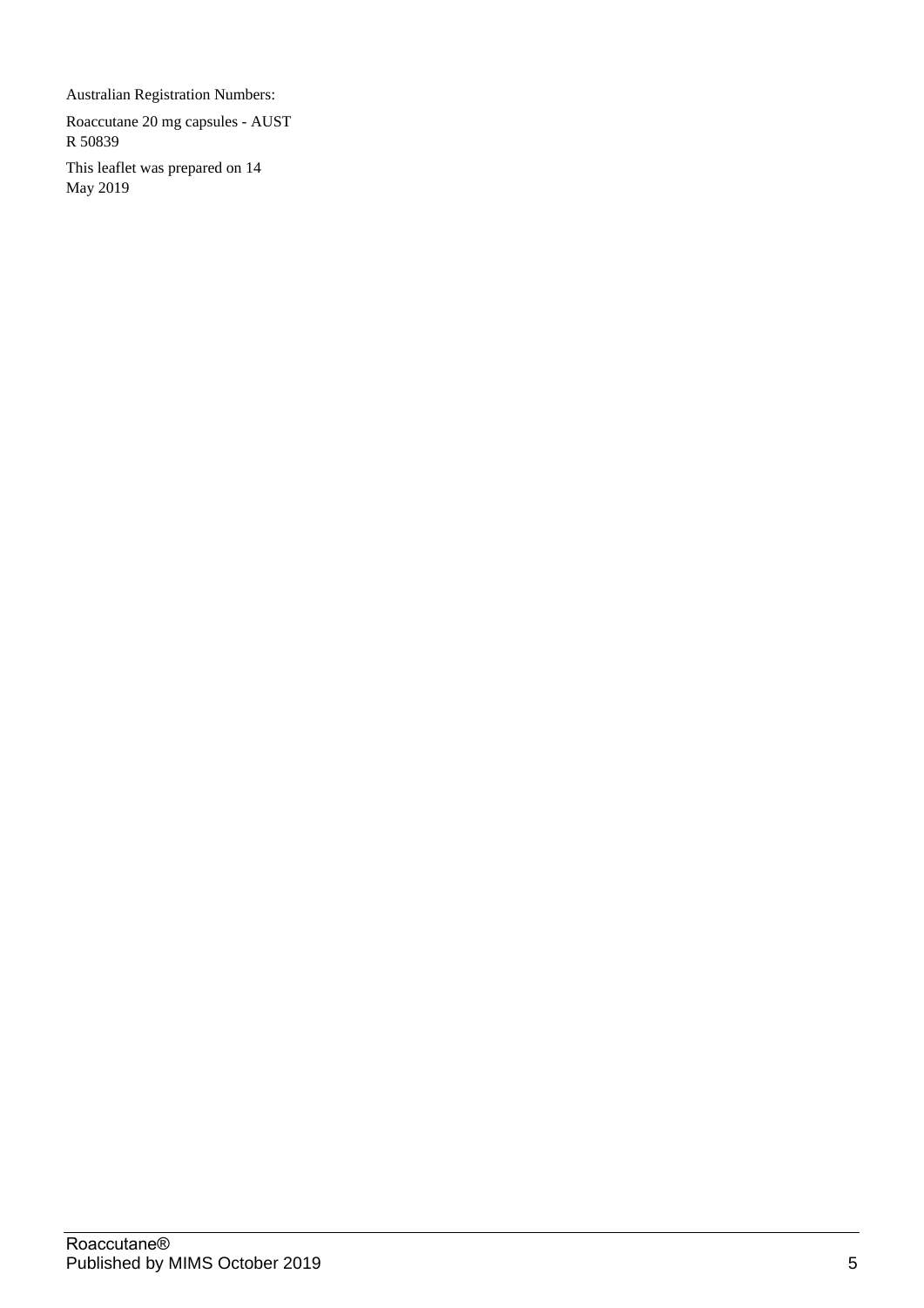Australian Registration Numbers:

Roaccutane 20 mg capsules - AUST R 50839

This leaflet was prepared on 14 May 2019